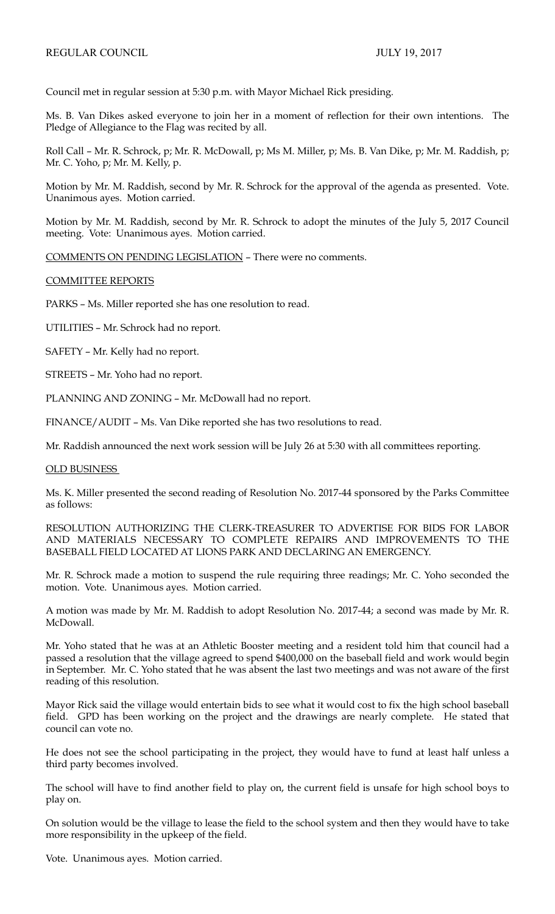REGULAR COUNCIL JULY 19, 2017

Council met in regular session at 5:30 p.m. with Mayor Michael Rick presiding.

Ms. B. Van Dikes asked everyone to join her in a moment of reflection for their own intentions. The Pledge of Allegiance to the Flag was recited by all.

Roll Call – Mr. R. Schrock, p; Mr. R. McDowall, p; Ms M. Miller, p; Ms. B. Van Dike, p; Mr. M. Raddish, p; Mr. C. Yoho, p; Mr. M. Kelly, p.

Motion by Mr. M. Raddish, second by Mr. R. Schrock for the approval of the agenda as presented. Vote. Unanimous ayes. Motion carried.

Motion by Mr. M. Raddish, second by Mr. R. Schrock to adopt the minutes of the July 5, 2017 Council meeting. Vote: Unanimous ayes. Motion carried.

COMMENTS ON PENDING LEGISLATION – There were no comments.

COMMITTEE REPORTS

PARKS – Ms. Miller reported she has one resolution to read.

UTILITIES – Mr. Schrock had no report.

SAFETY – Mr. Kelly had no report.

STREETS – Mr. Yoho had no report.

PLANNING AND ZONING – Mr. McDowall had no report.

FINANCE/AUDIT – Ms. Van Dike reported she has two resolutions to read.

Mr. Raddish announced the next work session will be July 26 at 5:30 with all committees reporting.

OLD BUSINESS

Ms. K. Miller presented the second reading of Resolution No. 2017-44 sponsored by the Parks Committee as follows:

RESOLUTION AUTHORIZING THE CLERK-TREASURER TO ADVERTISE FOR BIDS FOR LABOR AND MATERIALS NECESSARY TO COMPLETE REPAIRS AND IMPROVEMENTS TO THE BASEBALL FIELD LOCATED AT LIONS PARK AND DECLARING AN EMERGENCY.

Mr. R. Schrock made a motion to suspend the rule requiring three readings; Mr. C. Yoho seconded the motion. Vote. Unanimous ayes. Motion carried.

A motion was made by Mr. M. Raddish to adopt Resolution No. 2017-44; a second was made by Mr. R. McDowall.

Mr. Yoho stated that he was at an Athletic Booster meeting and a resident told him that council had a passed a resolution that the village agreed to spend $400,000 on the baseball field and work would begin in September. Mr. C. Yoho stated that he was absent the last two meetings and was not aware of the first reading of this resolution.

Mayor Rick said the village would entertain bids to see what it would cost to fix the high school baseball field. GPD has been working on the project and the drawings are nearly complete. He stated that council can vote no.

He does not see the school participating in the project, they would have to fund at least half unless a third party becomes involved.

The school will have to find another field to play on, the current field is unsafe for high school boys to play on.

On solution would be the village to lease the field to the school system and then they would have to take more responsibility in the upkeep of the field.

Vote. Unanimous ayes. Motion carried.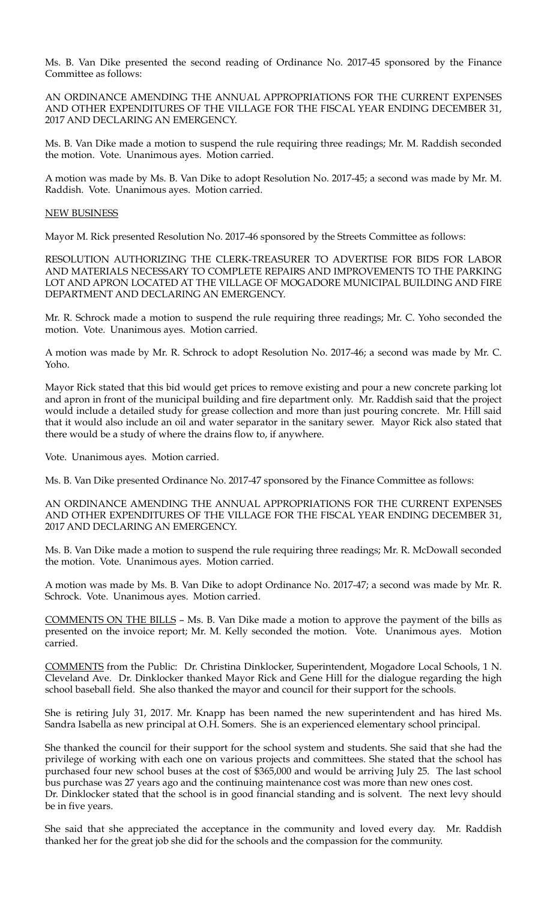Ms. B. Van Dike presented the second reading of Ordinance No. 2017-45 sponsored by the Finance Committee as follows:

AN ORDINANCE AMENDING THE ANNUAL APPROPRIATIONS FOR THE CURRENT EXPENSES AND OTHER EXPENDITURES OF THE VILLAGE FOR THE FISCAL YEAR ENDING DECEMBER 31, 2017 AND DECLARING AN EMERGENCY.

Ms. B. Van Dike made a motion to suspend the rule requiring three readings; Mr. M. Raddish seconded the motion. Vote. Unanimous ayes. Motion carried.

A motion was made by Ms. B. Van Dike to adopt Resolution No. 2017-45; a second was made by Mr. M. Raddish. Vote. Unanimous ayes. Motion carried.

NEW BUSINESS

Mayor M. Rick presented Resolution No. 2017-46 sponsored by the Streets Committee as follows:

RESOLUTION AUTHORIZING THE CLERK-TREASURER TO ADVERTISE FOR BIDS FOR LABOR AND MATERIALS NECESSARY TO COMPLETE REPAIRS AND IMPROVEMENTS TO THE PARKING LOT AND APRON LOCATED AT THE VILLAGE OF MOGADORE MUNICIPAL BUILDING AND FIRE DEPARTMENT AND DECLARING AN EMERGENCY.

Mr. R. Schrock made a motion to suspend the rule requiring three readings; Mr. C. Yoho seconded the motion. Vote. Unanimous ayes. Motion carried.

A motion was made by Mr. R. Schrock to adopt Resolution No. 2017-46; a second was made by Mr. C. Yoho.

Mayor Rick stated that this bid would get prices to remove existing and pour a new concrete parking lot and apron in front of the municipal building and fire department only. Mr. Raddish said that the project would include a detailed study for grease collection and more than just pouring concrete. Mr. Hill said that it would also include an oil and water separator in the sanitary sewer. Mayor Rick also stated that there would be a study of where the drains flow to, if anywhere.

Vote. Unanimous ayes. Motion carried.

Ms. B. Van Dike presented Ordinance No. 2017-47 sponsored by the Finance Committee as follows:

AN ORDINANCE AMENDING THE ANNUAL APPROPRIATIONS FOR THE CURRENT EXPENSES AND OTHER EXPENDITURES OF THE VILLAGE FOR THE FISCAL YEAR ENDING DECEMBER 31, 2017 AND DECLARING AN EMERGENCY.

Ms. B. Van Dike made a motion to suspend the rule requiring three readings; Mr. R. McDowall seconded the motion. Vote. Unanimous ayes. Motion carried.

A motion was made by Ms. B. Van Dike to adopt Ordinance No. 2017-47; a second was made by Mr. R. Schrock. Vote. Unanimous ayes. Motion carried.

COMMENTS ON THE BILLS – Ms. B. Van Dike made a motion to approve the payment of the bills as presented on the invoice report; Mr. M. Kelly seconded the motion. Vote. Unanimous ayes. Motion carried.

COMMENTS from the Public: Dr. Christina Dinklocker, Superintendent, Mogadore Local Schools, 1 N. Cleveland Ave. Dr. Dinklocker thanked Mayor Rick and Gene Hill for the dialogue regarding the high school baseball field. She also thanked the mayor and council for their support for the schools.

She is retiring July 31, 2017. Mr. Knapp has been named the new superintendent and has hired Ms. Sandra Isabella as new principal at O.H. Somers. She is an experienced elementary school principal.

She thanked the council for their support for the school system and students. She said that she had the privilege of working with each one on various projects and committees. She stated that the school has purchased four new school buses at the cost of $365,000 and would be arriving July 25. The last school bus purchase was 27 years ago and the continuing maintenance cost was more than new ones cost. Dr. Dinklocker stated that the school is in good financial standing and is solvent. The next levy should be in five years.

She said that she appreciated the acceptance in the community and loved every day. Mr. Raddish thanked her for the great job she did for the schools and the compassion for the community.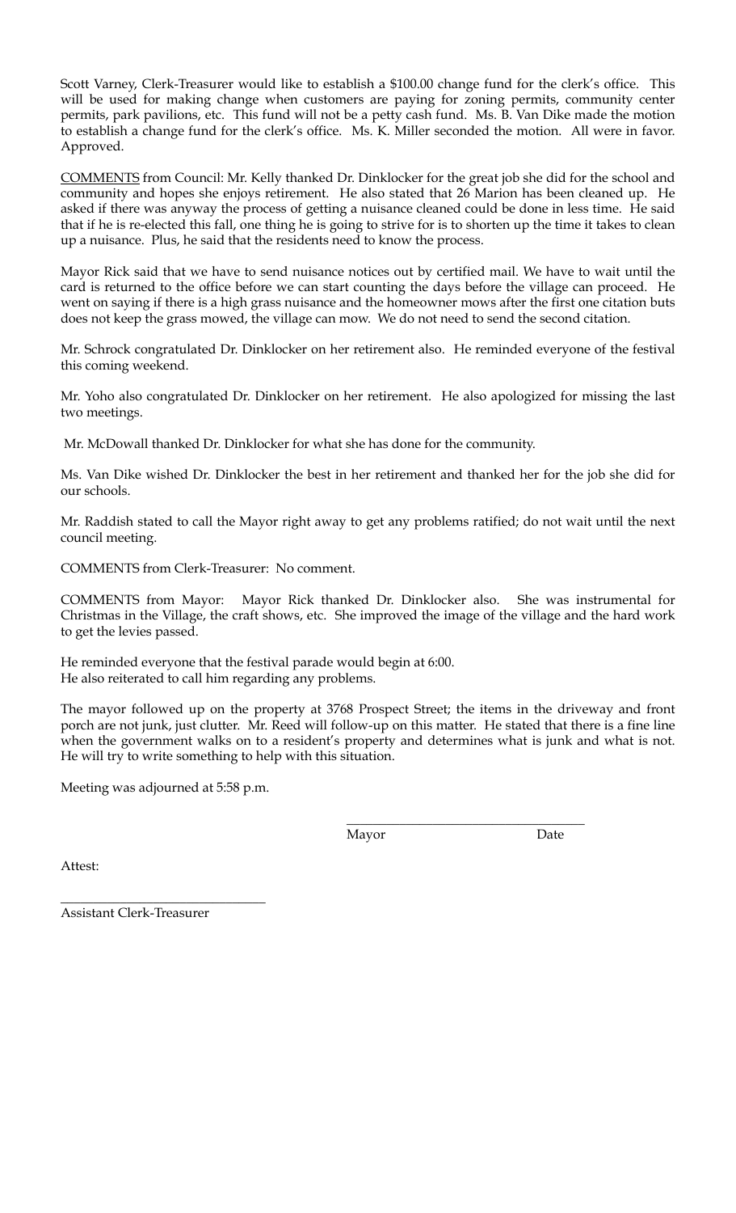Scott Varney, Clerk-Treasurer would like to establish a $100.00 change fund for the clerk's office. This will be used for making change when customers are paying for zoning permits, community center permits, park pavilions, etc. This fund will not be a petty cash fund. Ms. B. Van Dike made the motion to establish a change fund for the clerk's office. Ms. K. Miller seconded the motion. All were in favor. Approved.

<u>COMMENTS</u> from Council: Mr. Kelly thanked Dr. Dinklocker for the great job she did for the school and community and hopes she enjoys retirement. He also stated that 26 Marion has been cleaned up. He asked if there was anyway the process of getting a nuisance cleaned could be done in less time. He said that if he is re-elected this fall, one thing he is going to strive for is to shorten up the time it takes to clean up a nuisance. Plus, he said that the residents need to know the process.

Mayor Rick said that we have to send nuisance notices out by certified mail. We have to wait until the card is returned to the office before we can start counting the days before the village can proceed. He went on saying if there is a high grass nuisance and the homeowner mows after the first one citation buts does not keep the grass mowed, the village can mow. We do not need to send the second citation.

Mr. Schrock congratulated Dr. Dinklocker on her retirement also. He reminded everyone of the festival this coming weekend.

Mr. Yoho also congratulated Dr. Dinklocker on her retirement. He also apologized for missing the last two meetings.

Mr. McDowall thanked Dr. Dinklocker for what she has done for the community.

Ms. Van Dike wished Dr. Dinklocker the best in her retirement and thanked her for the job she did for our schools.

Mr. Raddish stated to call the Mayor right away to get any problems ratified; do not wait until the next council meeting.

COMMENTS from Clerk-Treasurer: No comment.

COMMENTS from Mayor: Mayor Rick thanked Dr. Dinklocker also. She was instrumental for Christmas in the Village, the craft shows, etc. She improved the image of the village and the hard work to get the levies passed.

He reminded everyone that the festival parade would begin at 6:00.
He also reiterated to call him regarding any problems.

The mayor followed up on the property at 3768 Prospect Street; the items in the driveway and front porch are not junk, just clutter. Mr. Reed will follow-up on this matter. He stated that there is a fine line when the government walks on to a resident's property and determines what is junk and what is not. He will try to write something to help with this situation.

Meeting was adjourned at 5:58 p.m.

\_\_\_\_\_\_\_\_\_\_\_\_\_\_\_\_\_\_\_\_\_\_\_\_\_\_\_\_\_\_\_\_\_\_

Mayor Date

Attest:

\_\_\_\_\_\_\_\_\_\_\_\_\_\_\_\_\_\_\_\_\_\_\_\_\_\_\_\_\_\_\_\_\_\_

Assistant Clerk-Treasurer